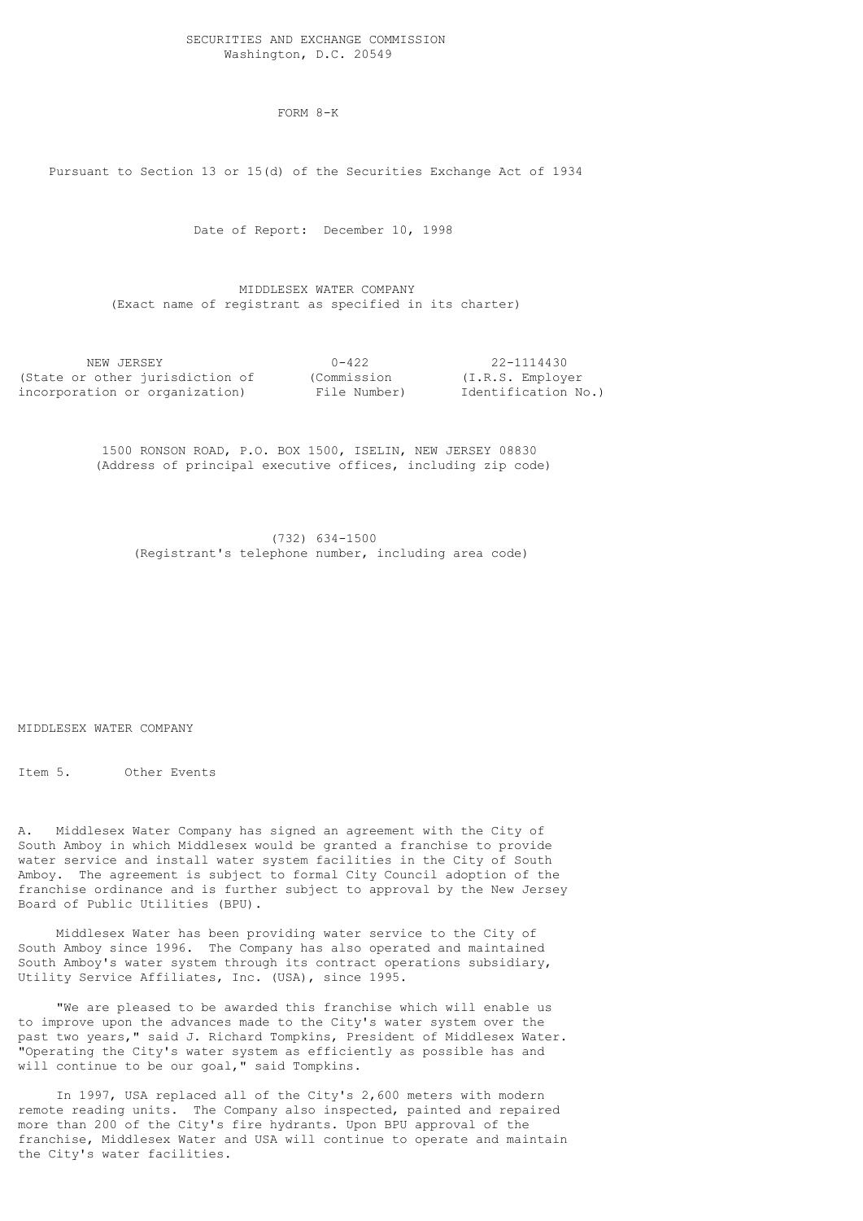SECURITIES AND EXCHANGE COMMISSION
Washington, D.C. 20549

# FORM 8-K

Pursuant to Section 13 or 15(d) of the Securities Exchange Act of 1934

Date of Report: December 10, 1998

**MIDDLESEX WATER COMPANY**
(Exact name of registrant as specified in its charter)

| NEW JERSEY | 0-422 | 22-1114430 |
|---|---|---|
| (State or other jurisdiction of incorporation or organization) | (Commission File Number) | (I.R.S. Employer Identification No.) |

1500 RONSON ROAD, P.O. BOX 1500, ISELIN, NEW JERSEY 08830
(Address of principal executive offices, including zip code)

(732) 634-1500
(Registrant's telephone number, including area code)

MIDDLESEX WATER COMPANY

## Item 5. Other Events

A. Middlesex Water Company has signed an agreement with the City of South Amboy in which Middlesex would be granted a franchise to provide water service and install water system facilities in the City of South Amboy. The agreement is subject to formal City Council adoption of the franchise ordinance and is further subject to approval by the New Jersey Board of Public Utilities (BPU).

Middlesex Water has been providing water service to the City of South Amboy since 1996. The Company has also operated and maintained South Amboy's water system through its contract operations subsidiary, Utility Service Affiliates, Inc. (USA), since 1995.

"We are pleased to be awarded this franchise which will enable us to improve upon the advances made to the City's water system over the past two years," said J. Richard Tompkins, President of Middlesex Water. "Operating the City's water system as efficiently as possible has and will continue to be our goal," said Tompkins.

In 1997, USA replaced all of the City's 2,600 meters with modern remote reading units. The Company also inspected, painted and repaired more than 200 of the City's fire hydrants. Upon BPU approval of the franchise, Middlesex Water and USA will continue to operate and maintain the City's water facilities.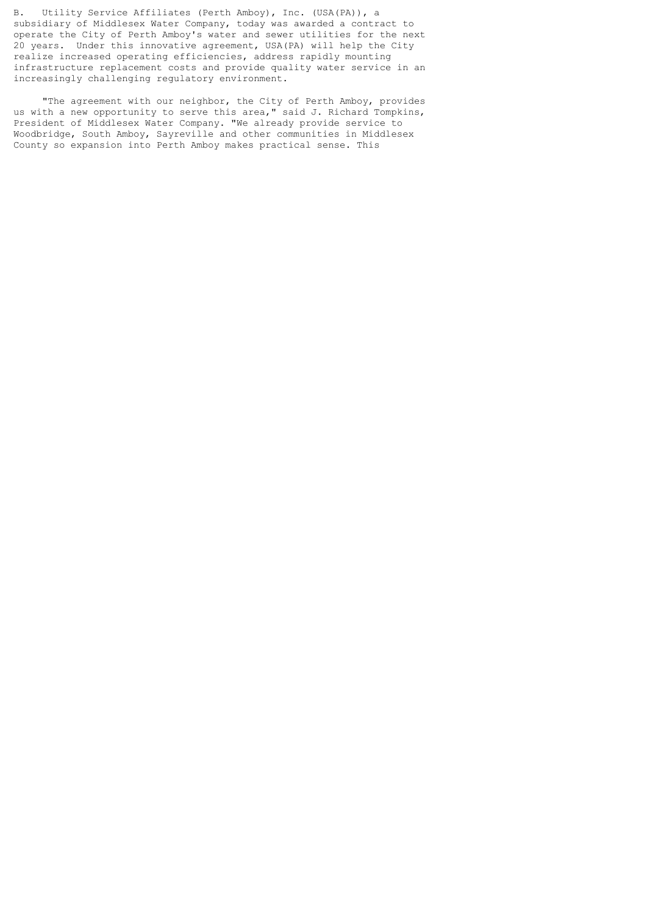B. Utility Service Affiliates (Perth Amboy), Inc. (USA(PA)), a subsidiary of Middlesex Water Company, today was awarded a contract to operate the City of Perth Amboy's water and sewer utilities for the next 20 years. Under this innovative agreement, USA(PA) will help the City realize increased operating efficiencies, address rapidly mounting infrastructure replacement costs and provide quality water service in an increasingly challenging regulatory environment.

"The agreement with our neighbor, the City of Perth Amboy, provides us with a new opportunity to serve this area," said J. Richard Tompkins, President of Middlesex Water Company. "We already provide service to Woodbridge, South Amboy, Sayreville and other communities in Middlesex County so expansion into Perth Amboy makes practical sense. This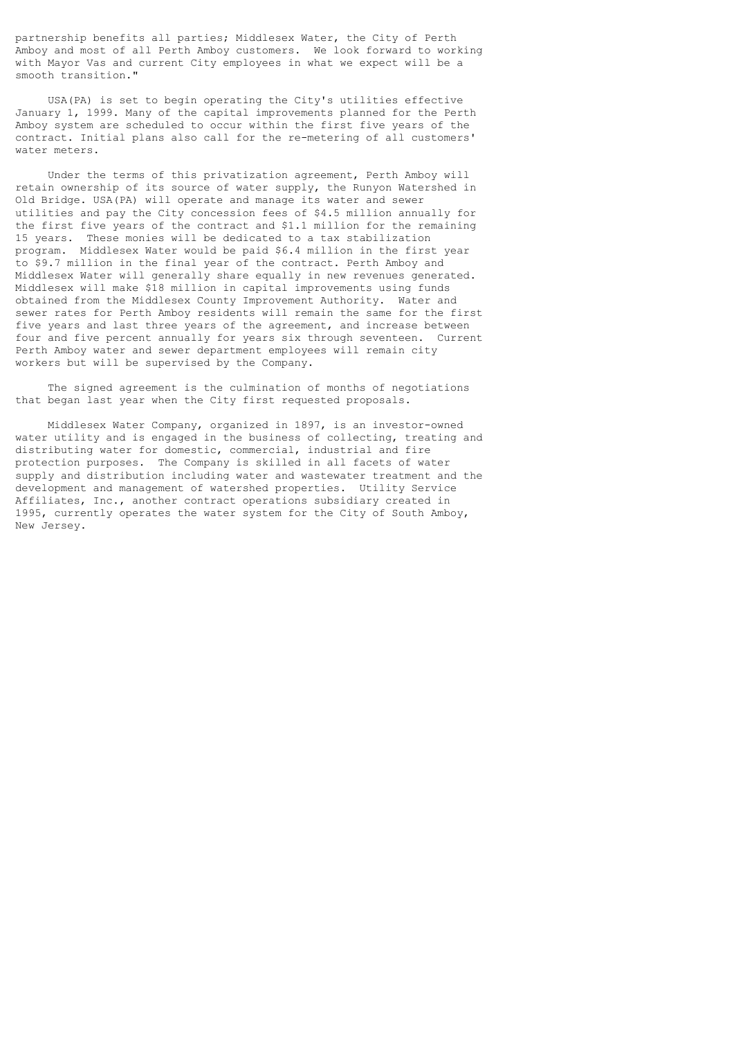partnership benefits all parties; Middlesex Water, the City of Perth Amboy and most of all Perth Amboy customers. We look forward to working with Mayor Vas and current City employees in what we expect will be a smooth transition."

USA(PA) is set to begin operating the City's utilities effective January 1, 1999. Many of the capital improvements planned for the Perth Amboy system are scheduled to occur within the first five years of the contract. Initial plans also call for the re-metering of all customers' water meters.

Under the terms of this privatization agreement, Perth Amboy will retain ownership of its source of water supply, the Runyon Watershed in Old Bridge. USA(PA) will operate and manage its water and sewer utilities and pay the City concession fees of $4.5 million annually for the first five years of the contract and $1.1 million for the remaining 15 years. These monies will be dedicated to a tax stabilization program. Middlesex Water would be paid $6.4 million in the first year to $9.7 million in the final year of the contract. Perth Amboy and Middlesex Water will generally share equally in new revenues generated. Middlesex will make $18 million in capital improvements using funds obtained from the Middlesex County Improvement Authority. Water and sewer rates for Perth Amboy residents will remain the same for the first five years and last three years of the agreement, and increase between four and five percent annually for years six through seventeen. Current Perth Amboy water and sewer department employees will remain city workers but will be supervised by the Company.

The signed agreement is the culmination of months of negotiations that began last year when the City first requested proposals.

Middlesex Water Company, organized in 1897, is an investor-owned water utility and is engaged in the business of collecting, treating and distributing water for domestic, commercial, industrial and fire protection purposes. The Company is skilled in all facets of water supply and distribution including water and wastewater treatment and the development and management of watershed properties. Utility Service Affiliates, Inc., another contract operations subsidiary created in 1995, currently operates the water system for the City of South Amboy, New Jersey.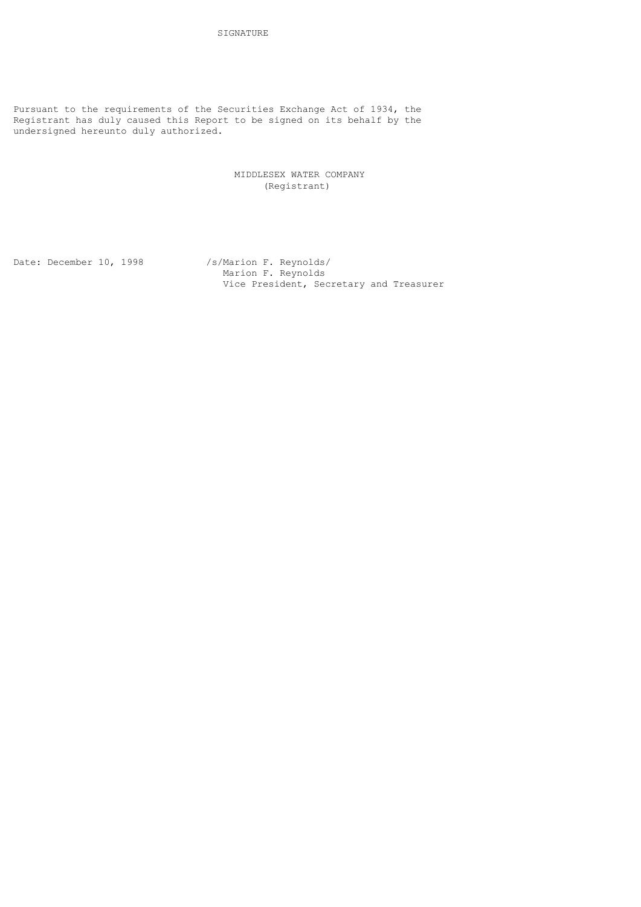# SIGNATURE

Pursuant to the requirements of the Securities Exchange Act of 1934, the Registrant has duly caused this Report to be signed on its behalf by the undersigned hereunto duly authorized.

MIDDLESEX WATER COMPANY
(Registrant)

Date: December 10, 1998

/s/Marion F. Reynolds/
Marion F. Reynolds
Vice President, Secretary and Treasurer